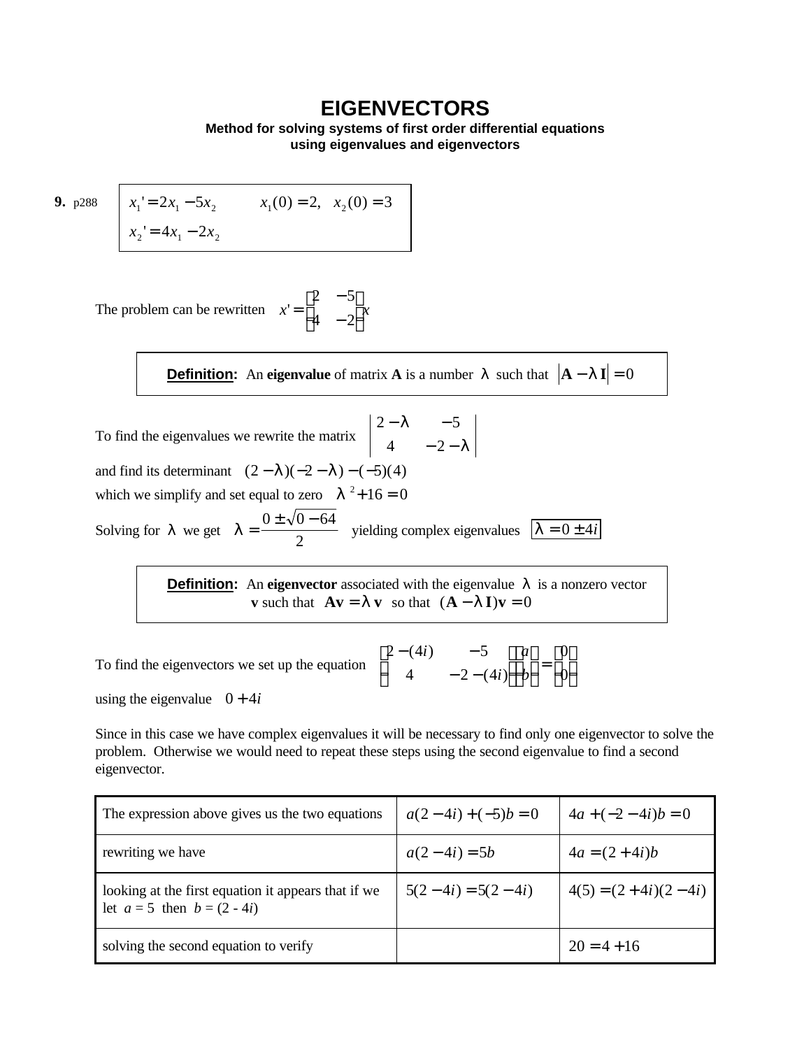# EIGENVECTORS

**Method for solving systems of first order differential equations using eigenvalues and eigenvectors**

**9.** p288

$$x_1' = 2x_1 - 5x_2 \qquad x_1(0) = 2, \quad x_2(0) = 3$$
$$x_2' = 4x_1 - 2x_2$$

The problem can be rewritten $x' = \begin{bmatrix} 2 & -5 \\ 4 & -2 \end{bmatrix} x$

> **Definition:** An **eigenvalue** of matrix **A** is a number $\lambda$ such that $|\mathbf{A} - \lambda \mathbf{I}| = 0$

To find the eigenvalues we rewrite the matrix $\begin{vmatrix} 2-\lambda & -5 \\ 4 & -2-\lambda \end{vmatrix}$

and find its determinant $(2-\lambda)(-2-\lambda) - (-5)(4)$

which we simplify and set equal to zero $\lambda^2 + 16 = 0$

Solving for $\lambda$ we get $\lambda = \dfrac{0 \pm \sqrt{0-64}}{2}$ yielding complex eigenvalues $\boxed{\lambda = 0 \pm 4i}$

> **Definition:** An **eigenvector** associated with the eigenvalue $\lambda$ is a nonzero vector **v** such that $\mathbf{A}\mathbf{v} = \lambda\,\mathbf{v}$ so that $(\mathbf{A} - \lambda\,\mathbf{I})\mathbf{v} = 0$

To find the eigenvectors we set up the equation $\begin{bmatrix} 2-(4i) & -5 \\ 4 & -2-(4i) \end{bmatrix}\begin{bmatrix} a \\ b \end{bmatrix} = \begin{bmatrix} 0 \\ 0 \end{bmatrix}$

using the eigenvalue $0 + 4i$

Since in this case we have complex eigenvalues it will be necessary to find only one eigenvector to solve the problem. Otherwise we would need to repeat these steps using the second eigenvalue to find a second eigenvector.

| | | |
|---|---|---|
| The expression above gives us the two equations | $a(2-4i) + (-5)b = 0$ | $4a + (-2-4i)b = 0$ |
| rewriting we have | $a(2-4i) = 5b$ | $4a = (2+4i)b$ |
| looking at the first equation it appears that if we let $a = 5$ then $b = (2 - 4i)$ | $5(2-4i) = 5(2-4i)$ | $4(5) = (2+4i)(2-4i)$ |
| solving the second equation to verify | | $20 = 4 + 16$ |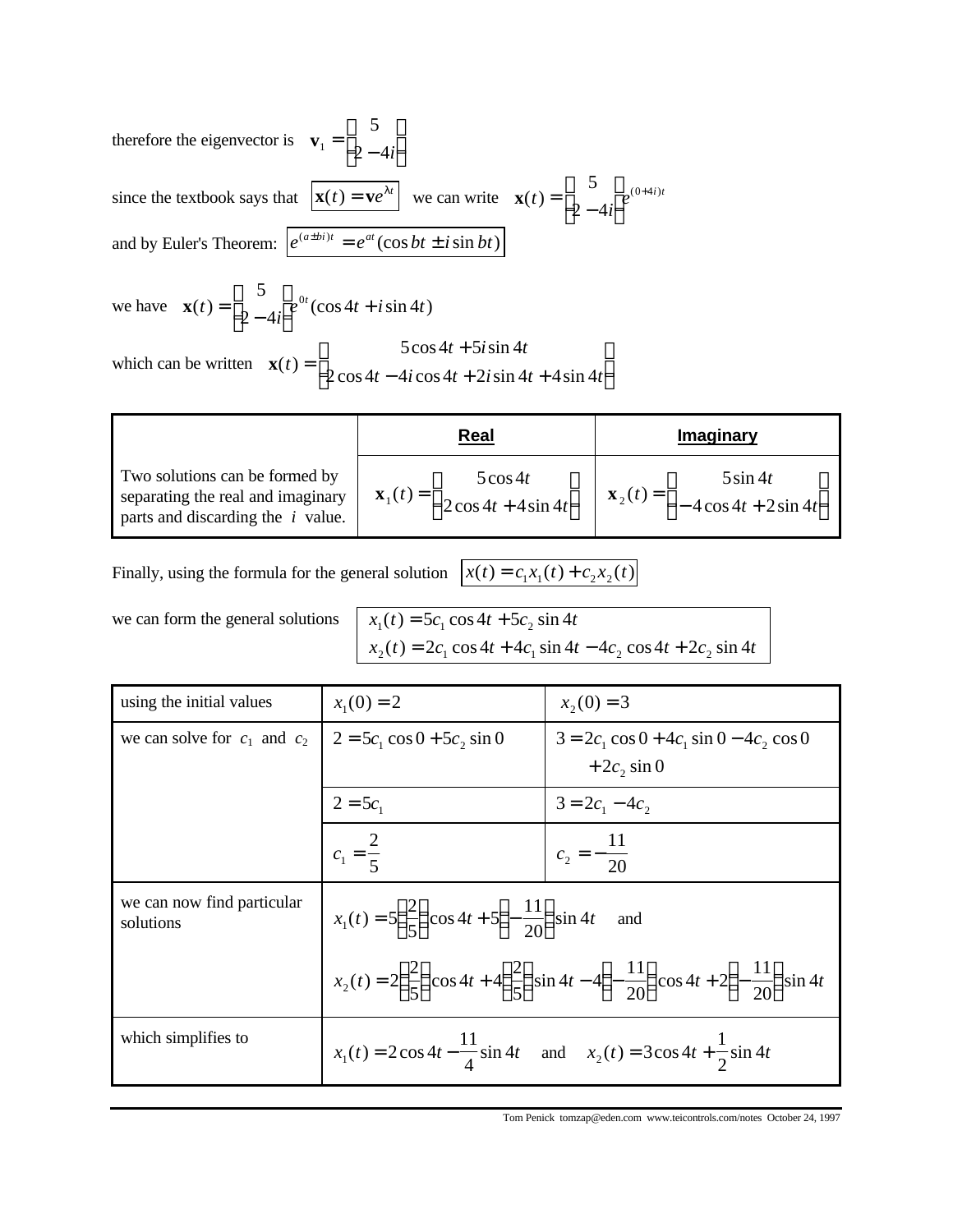therefore the eigenvector is $\mathbf{v}_1 = \begin{bmatrix} 5 \\ 2-4i \end{bmatrix}$

since the textbook says that $\boxed{\mathbf{x}(t) = \mathbf{v}e^{\lambda t}}$ we can write $\mathbf{x}(t) = \begin{bmatrix} 5 \\ 2-4i \end{bmatrix} e^{(0+4i)t}$

and by Euler's Theorem: $\boxed{e^{(a \pm bi)t} = e^{at}(\cos bt \pm i \sin bt)}$

we have $\mathbf{x}(t) = \begin{bmatrix} 5 \\ 2-4i \end{bmatrix} e^{0t}(\cos 4t + i \sin 4t)$

which can be written $\mathbf{x}(t) = \begin{bmatrix} 5\cos 4t + 5i \sin 4t \\ 2\cos 4t - 4i \cos 4t + 2i \sin 4t + 4 \sin 4t \end{bmatrix}$

| | **Real** | **Imaginary** |
|---|---|---|
| Two solutions can be formed by separating the real and imaginary parts and discarding the $i$ value. | $\mathbf{x}_1(t) = \begin{bmatrix} 5\cos 4t \\ 2\cos 4t + 4\sin 4t \end{bmatrix}$ | $\mathbf{x}_2(t) = \begin{bmatrix} 5\sin 4t \\ -4\cos 4t + 2\sin 4t \end{bmatrix}$ |

Finally, using the formula for the general solution $\boxed{x(t) = c_1 x_1(t) + c_2 x_2(t)}$

we can form the general solutions

$$x_1(t) = 5c_1 \cos 4t + 5c_2 \sin 4t$$
$$x_2(t) = 2c_1 \cos 4t + 4c_1 \sin 4t - 4c_2 \cos 4t + 2c_2 \sin 4t$$

| | | |
|---|---|---|
| using the initial values | $x_1(0) = 2$ | $x_2(0) = 3$ |
| we can solve for $c_1$ and $c_2$ | $2 = 5c_1 \cos 0 + 5c_2 \sin 0$ | $3 = 2c_1 \cos 0 + 4c_1 \sin 0 - 4c_2 \cos 0 + 2c_2 \sin 0$ |
| | $2 = 5c_1$ | $3 = 2c_1 - 4c_2$ |
| | $c_1 = \frac{2}{5}$ | $c_2 = -\frac{11}{20}$ |
| we can now find particular solutions | $x_1(t) = 5\left(\frac{2}{5}\right)\cos 4t + 5\left(-\frac{11}{20}\right)\sin 4t$ and $x_2(t) = 2\left(\frac{2}{5}\right)\cos 4t + 4\left(\frac{2}{5}\right)\sin 4t - 4\left(-\frac{11}{20}\right)\cos 4t + 2\left(-\frac{11}{20}\right)\sin 4t$ | |
| which simplifies to | $x_1(t) = 2\cos 4t - \frac{11}{4}\sin 4t$ and $x_2(t) = 3\cos 4t + \frac{1}{2}\sin 4t$ | |

Tom Penick tomzap@eden.com www.teicontrols.com/notes October 24, 1997